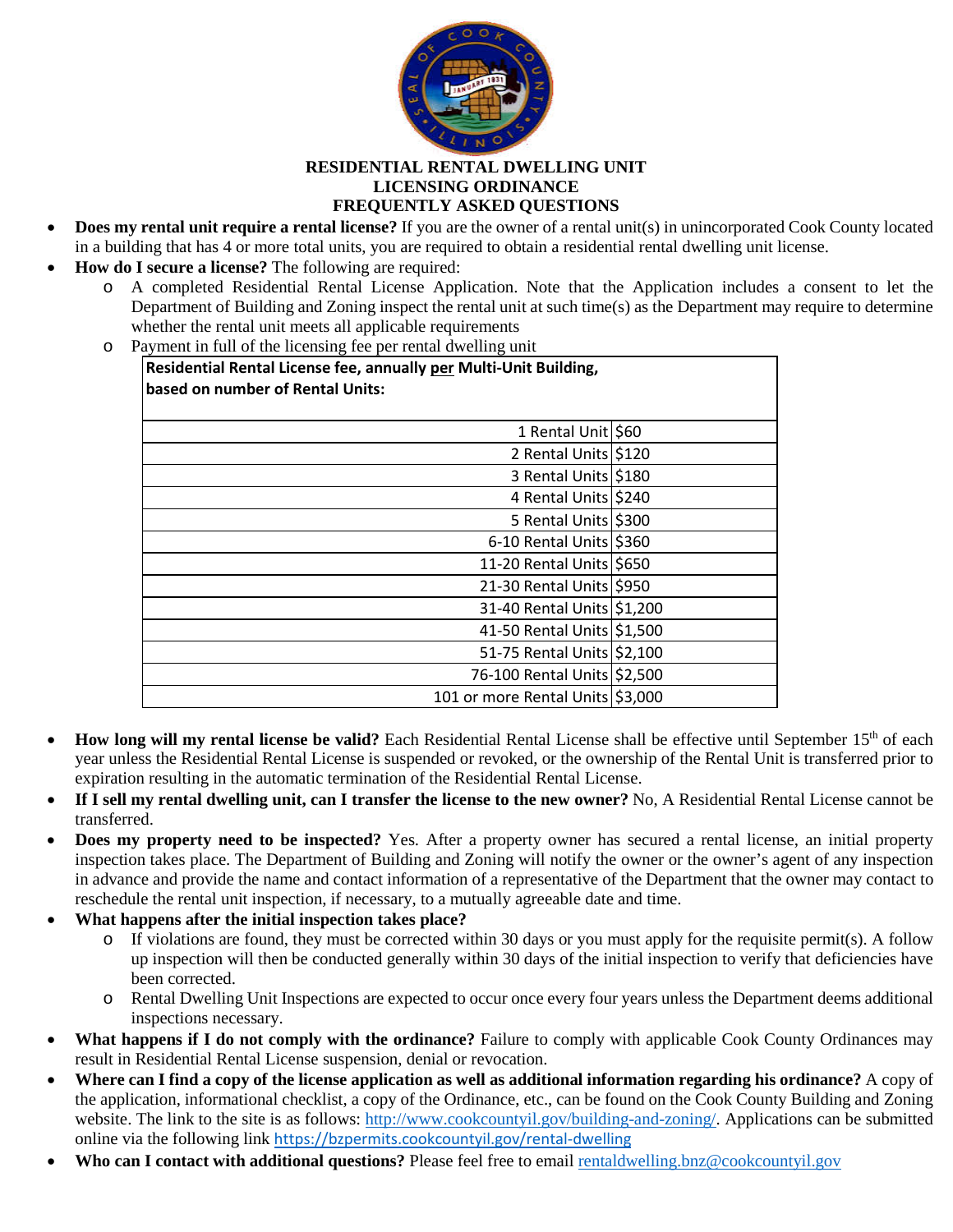# RESIDENTIAL RENTAL DWELLING UNIT LICENSING ORDINANCE FREQUENTLY ASKED QUESTIONS

- **Does my rental unit require a rental license?** If you are the owner of a rental unit(s) in unincorporated Cook County located in a building that has 4 or more total units, you are required to obtain a residential rental dwelling unit license.
- **How do I secure a license?** The following are required:
  - A completed Residential Rental License Application. Note that the Application includes a consent to let the Department of Building and Zoning inspect the rental unit at such time(s) as the Department may require to determine whether the rental unit meets all applicable requirements
  - Payment in full of the licensing fee per rental dwelling unit

| **Residential Rental License fee, annually per Multi-Unit Building, based on number of Rental Units:** | |
|---|---|
| 1 Rental Unit | $60 |
| 2 Rental Units | $120 |
| 3 Rental Units | $180 |
| 4 Rental Units | $240 |
| 5 Rental Units | $300 |
| 6-10 Rental Units | $360 |
| 11-20 Rental Units | $650 |
| 21-30 Rental Units | $950 |
| 31-40 Rental Units | $1,200 |
| 41-50 Rental Units | $1,500 |
| 51-75 Rental Units | $2,100 |
| 76-100 Rental Units | $2,500 |
| 101 or more Rental Units | $3,000 |

- **How long will my rental license be valid?** Each Residential Rental License shall be effective until September 15th of each year unless the Residential Rental License is suspended or revoked, or the ownership of the Rental Unit is transferred prior to expiration resulting in the automatic termination of the Residential Rental License.
- **If I sell my rental dwelling unit, can I transfer the license to the new owner?** No, A Residential Rental License cannot be transferred.
- **Does my property need to be inspected?** Yes. After a property owner has secured a rental license, an initial property inspection takes place. The Department of Building and Zoning will notify the owner or the owner's agent of any inspection in advance and provide the name and contact information of a representative of the Department that the owner may contact to reschedule the rental unit inspection, if necessary, to a mutually agreeable date and time.
- **What happens after the initial inspection takes place?**
  - If violations are found, they must be corrected within 30 days or you must apply for the requisite permit(s). A follow up inspection will then be conducted generally within 30 days of the initial inspection to verify that deficiencies have been corrected.
  - Rental Dwelling Unit Inspections are expected to occur once every four years unless the Department deems additional inspections necessary.
- **What happens if I do not comply with the ordinance?** Failure to comply with applicable Cook County Ordinances may result in Residential Rental License suspension, denial or revocation.
- **Where can I find a copy of the license application as well as additional information regarding his ordinance?** A copy of the application, informational checklist, a copy of the Ordinance, etc., can be found on the Cook County Building and Zoning website. The link to the site is as follows: [http://www.cookcountyil.gov/building-and-zoning/](http://www.cookcountyil.gov/building-and-zoning/). Applications can be submitted online via the following link [https://bzpermits.cookcountyil.gov/rental-dwelling](https://bzpermits.cookcountyil.gov/rental-dwelling)
- **Who can I contact with additional questions?** Please feel free to email [rentaldwelling.bnz@cookcountyil.gov](mailto:rentaldwelling.bnz@cookcountyil.gov)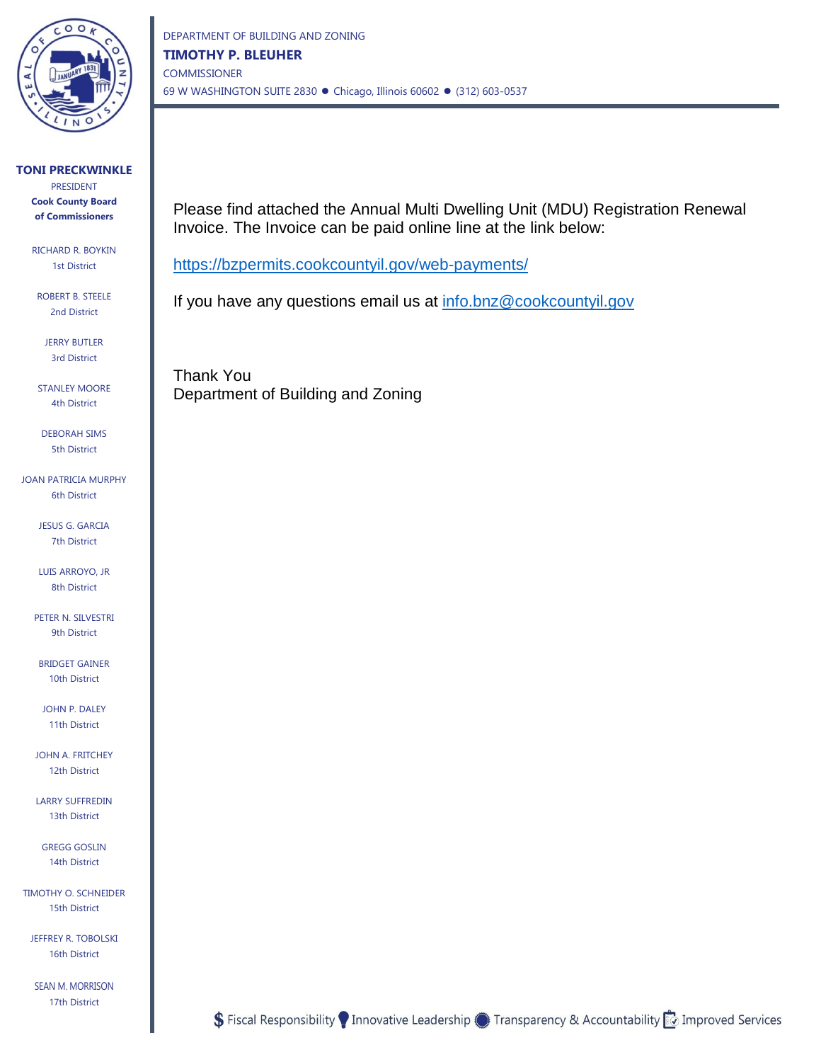DEPARTMENT OF BUILDING AND ZONING

**TIMOTHY P. BLEUHER**

COMMISSIONER

69 W WASHINGTON SUITE 2830 ● Chicago, Illinois 60602 ● (312) 603-0537

**TONI PRECKWINKLE**
PRESIDENT
**Cook County Board of Commissioners**

RICHARD R. BOYKIN
1st District

ROBERT B. STEELE
2nd District

JERRY BUTLER
3rd District

STANLEY MOORE
4th District

DEBORAH SIMS
5th District

JOAN PATRICIA MURPHY
6th District

JESUS G. GARCIA
7th District

LUIS ARROYO, JR
8th District

PETER N. SILVESTRI
9th District

BRIDGET GAINER
10th District

JOHN P. DALEY
11th District

JOHN A. FRITCHEY
12th District

LARRY SUFFREDIN
13th District

GREGG GOSLIN
14th District

TIMOTHY O. SCHNEIDER
15th District

JEFFREY R. TOBOLSKI
16th District

SEAN M. MORRISON
17th District

Please find attached the Annual Multi Dwelling Unit (MDU) Registration Renewal Invoice. The Invoice can be paid online line at the link below:

https://bzpermits.cookcountyil.gov/web-payments/

If you have any questions email us at info.bnz@cookcountyil.gov

Thank You
Department of Building and Zoning

$ Fiscal Responsibility Innovative Leadership Transparency & Accountability Improved Services